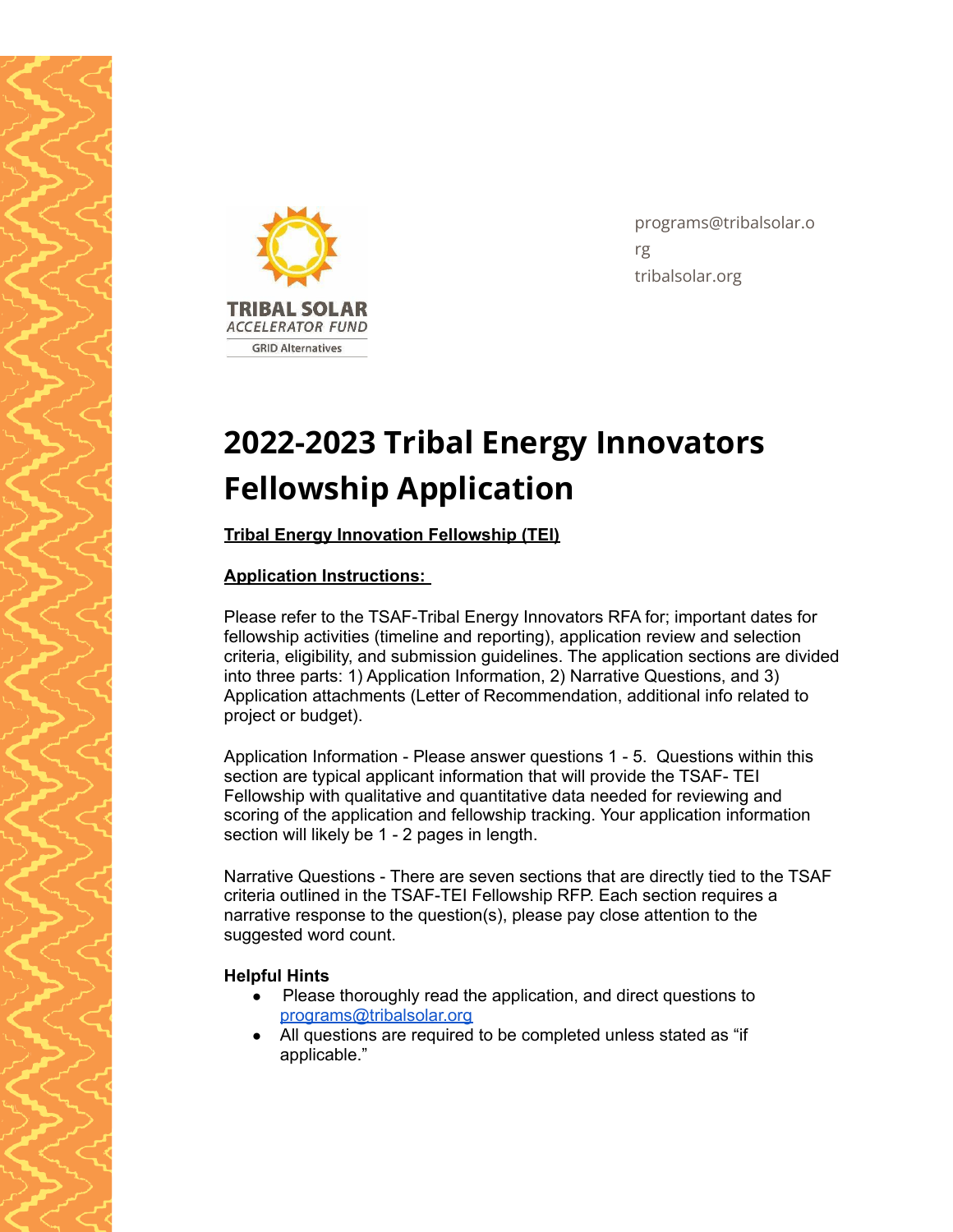TRIBAL SOLAR
ACCELERATOR FUND
GRID Alternatives

programs@tribalsolar.org
tribalsolar.org

# 2022-2023 Tribal Energy Innovators Fellowship Application

**Tribal Energy Innovation Fellowship (TEI)**

**Application Instructions:**

Please refer to the TSAF-Tribal Energy Innovators RFA for; important dates for fellowship activities (timeline and reporting), application review and selection criteria, eligibility, and submission guidelines. The application sections are divided into three parts: 1) Application Information, 2) Narrative Questions, and 3) Application attachments (Letter of Recommendation, additional info related to project or budget).

Application Information - Please answer questions 1 - 5. Questions within this section are typical applicant information that will provide the TSAF- TEI Fellowship with qualitative and quantitative data needed for reviewing and scoring of the application and fellowship tracking. Your application information section will likely be 1 - 2 pages in length.

Narrative Questions - There are seven sections that are directly tied to the TSAF criteria outlined in the TSAF-TEI Fellowship RFP. Each section requires a narrative response to the question(s), please pay close attention to the suggested word count.

**Helpful Hints**

- Please thoroughly read the application, and direct questions to programs@tribalsolar.org
- All questions are required to be completed unless stated as "if applicable."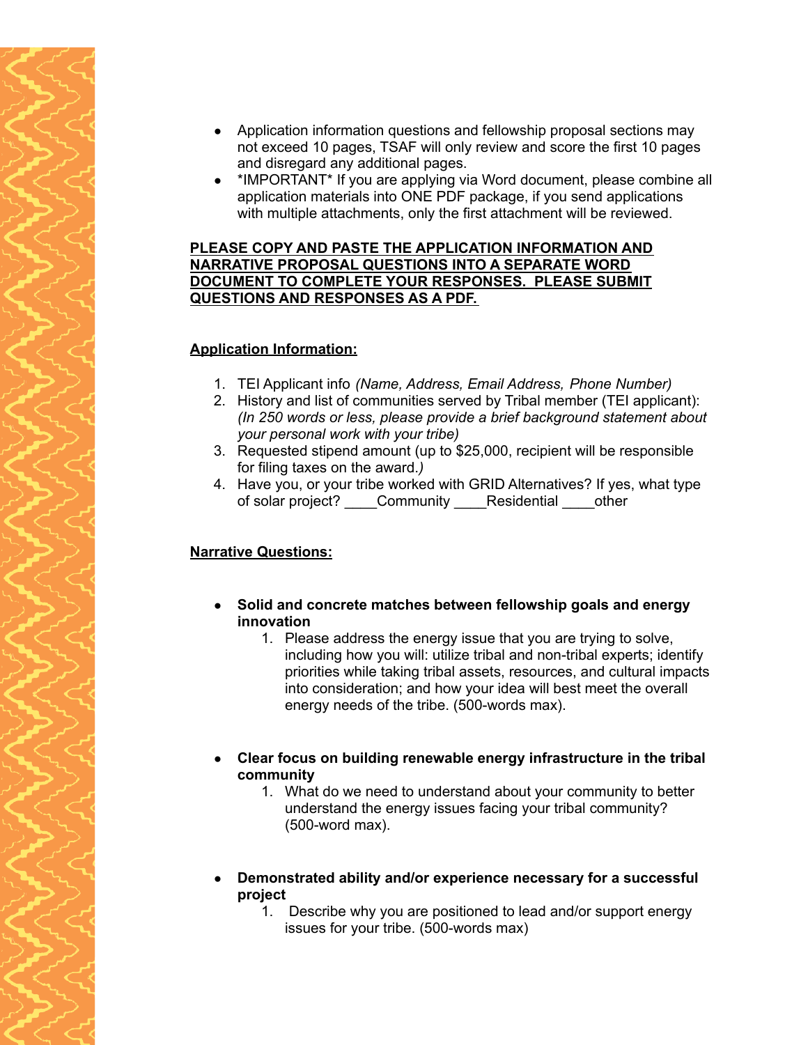- Application information questions and fellowship proposal sections may not exceed 10 pages, TSAF will only review and score the first 10 pages and disregard any additional pages.
- *IMPORTANT* If you are applying via Word document, please combine all application materials into ONE PDF package, if you send applications with multiple attachments, only the first attachment will be reviewed.

**PLEASE COPY AND PASTE THE APPLICATION INFORMATION AND NARRATIVE PROPOSAL QUESTIONS INTO A SEPARATE WORD DOCUMENT TO COMPLETE YOUR RESPONSES. PLEASE SUBMIT QUESTIONS AND RESPONSES AS A PDF.**

**Application Information:**

1. TEI Applicant info *(Name, Address, Email Address, Phone Number)*
2. History and list of communities served by Tribal member (TEI applicant): *(In 250 words or less, please provide a brief background statement about your personal work with your tribe)*
3. Requested stipend amount (up to $25,000, recipient will be responsible for filing taxes on the award.*)*
4. Have you, or your tribe worked with GRID Alternatives? If yes, what type of solar project? ____Community ____Residential ____other

**Narrative Questions:**

- **Solid and concrete matches between fellowship goals and energy innovation**
    1. Please address the energy issue that you are trying to solve, including how you will: utilize tribal and non-tribal experts; identify priorities while taking tribal assets, resources, and cultural impacts into consideration; and how your idea will best meet the overall energy needs of the tribe. (500-words max).

- **Clear focus on building renewable energy infrastructure in the tribal community**
    1. What do we need to understand about your community to better understand the energy issues facing your tribal community? (500-word max).

- **Demonstrated ability and/or experience necessary for a successful project**
    1. Describe why you are positioned to lead and/or support energy issues for your tribe. (500-words max)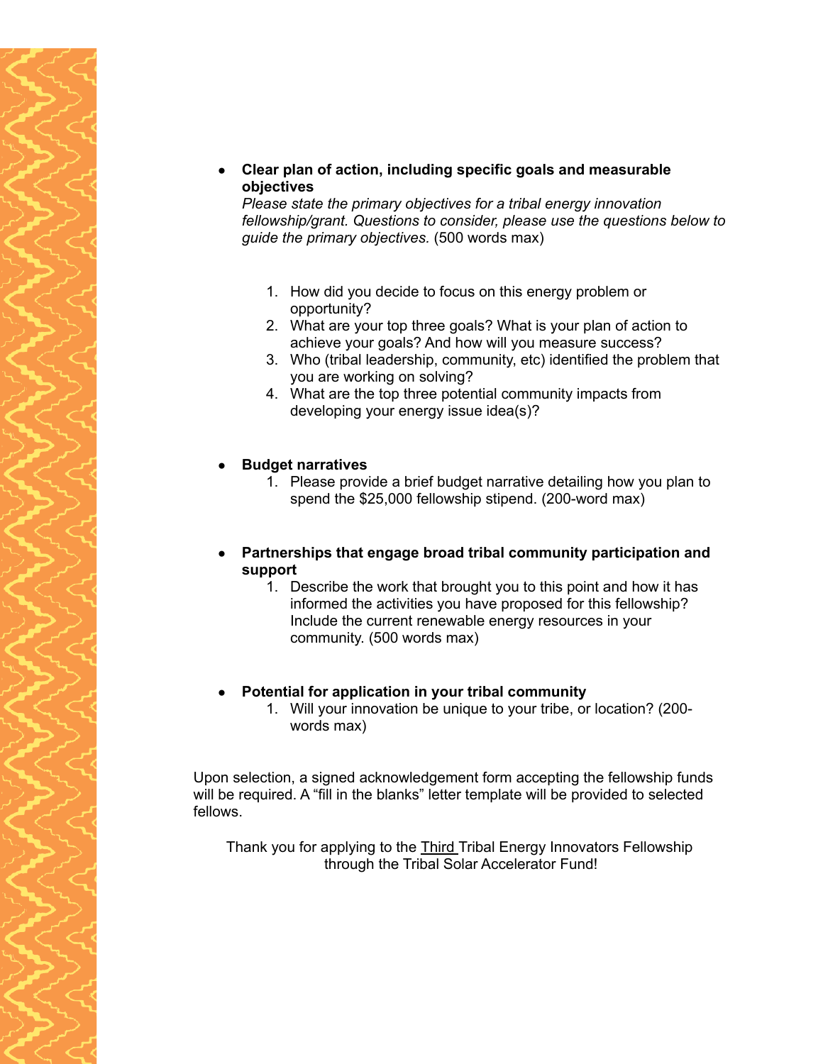- **Clear plan of action, including specific goals and measurable objectives**
  *Please state the primary objectives for a tribal energy innovation fellowship/grant. Questions to consider, please use the questions below to guide the primary objectives.* (500 words max)

  1. How did you decide to focus on this energy problem or opportunity?
  2. What are your top three goals? What is your plan of action to achieve your goals? And how will you measure success?
  3. Who (tribal leadership, community, etc) identified the problem that you are working on solving?
  4. What are the top three potential community impacts from developing your energy issue idea(s)?

- **Budget narratives**
  1. Please provide a brief budget narrative detailing how you plan to spend the $25,000 fellowship stipend. (200-word max)

- **Partnerships that engage broad tribal community participation and support**
  1. Describe the work that brought you to this point and how it has informed the activities you have proposed for this fellowship? Include the current renewable energy resources in your community. (500 words max)

- **Potential for application in your tribal community**
  1. Will your innovation be unique to your tribe, or location? (200-words max)

Upon selection, a signed acknowledgement form accepting the fellowship funds will be required. A "fill in the blanks" letter template will be provided to selected fellows.

Thank you for applying to the Third Tribal Energy Innovators Fellowship through the Tribal Solar Accelerator Fund!